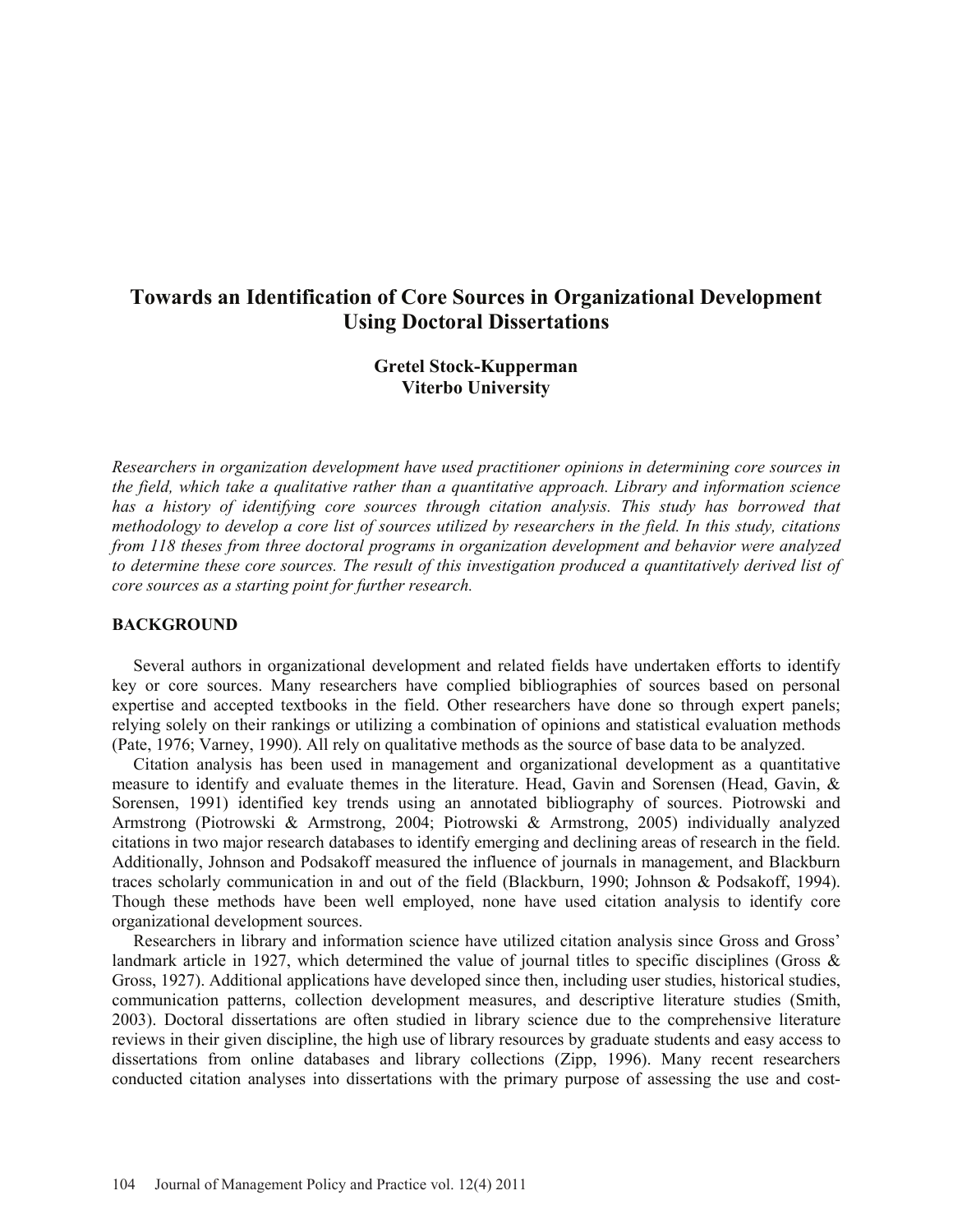# Towards an Identification of Core Sources in Organizational Development Using Doctoral Dissertations

**Gretel Stock-Kupperman**
**Viterbo University**

*Researchers in organization development have used practitioner opinions in determining core sources in the field, which take a qualitative rather than a quantitative approach. Library and information science has a history of identifying core sources through citation analysis. This study has borrowed that methodology to develop a core list of sources utilized by researchers in the field. In this study, citations from 118 theses from three doctoral programs in organization development and behavior were analyzed to determine these core sources. The result of this investigation produced a quantitatively derived list of core sources as a starting point for further research.*

## BACKGROUND

Several authors in organizational development and related fields have undertaken efforts to identify key or core sources. Many researchers have complied bibliographies of sources based on personal expertise and accepted textbooks in the field. Other researchers have done so through expert panels; relying solely on their rankings or utilizing a combination of opinions and statistical evaluation methods (Pate, 1976; Varney, 1990). All rely on qualitative methods as the source of base data to be analyzed.

Citation analysis has been used in management and organizational development as a quantitative measure to identify and evaluate themes in the literature. Head, Gavin and Sorensen (Head, Gavin, & Sorensen, 1991) identified key trends using an annotated bibliography of sources. Piotrowski and Armstrong (Piotrowski & Armstrong, 2004; Piotrowski & Armstrong, 2005) individually analyzed citations in two major research databases to identify emerging and declining areas of research in the field. Additionally, Johnson and Podsakoff measured the influence of journals in management, and Blackburn traces scholarly communication in and out of the field (Blackburn, 1990; Johnson & Podsakoff, 1994). Though these methods have been well employed, none have used citation analysis to identify core organizational development sources.

Researchers in library and information science have utilized citation analysis since Gross and Gross' landmark article in 1927, which determined the value of journal titles to specific disciplines (Gross & Gross, 1927). Additional applications have developed since then, including user studies, historical studies, communication patterns, collection development measures, and descriptive literature studies (Smith, 2003). Doctoral dissertations are often studied in library science due to the comprehensive literature reviews in their given discipline, the high use of library resources by graduate students and easy access to dissertations from online databases and library collections (Zipp, 1996). Many recent researchers conducted citation analyses into dissertations with the primary purpose of assessing the use and cost-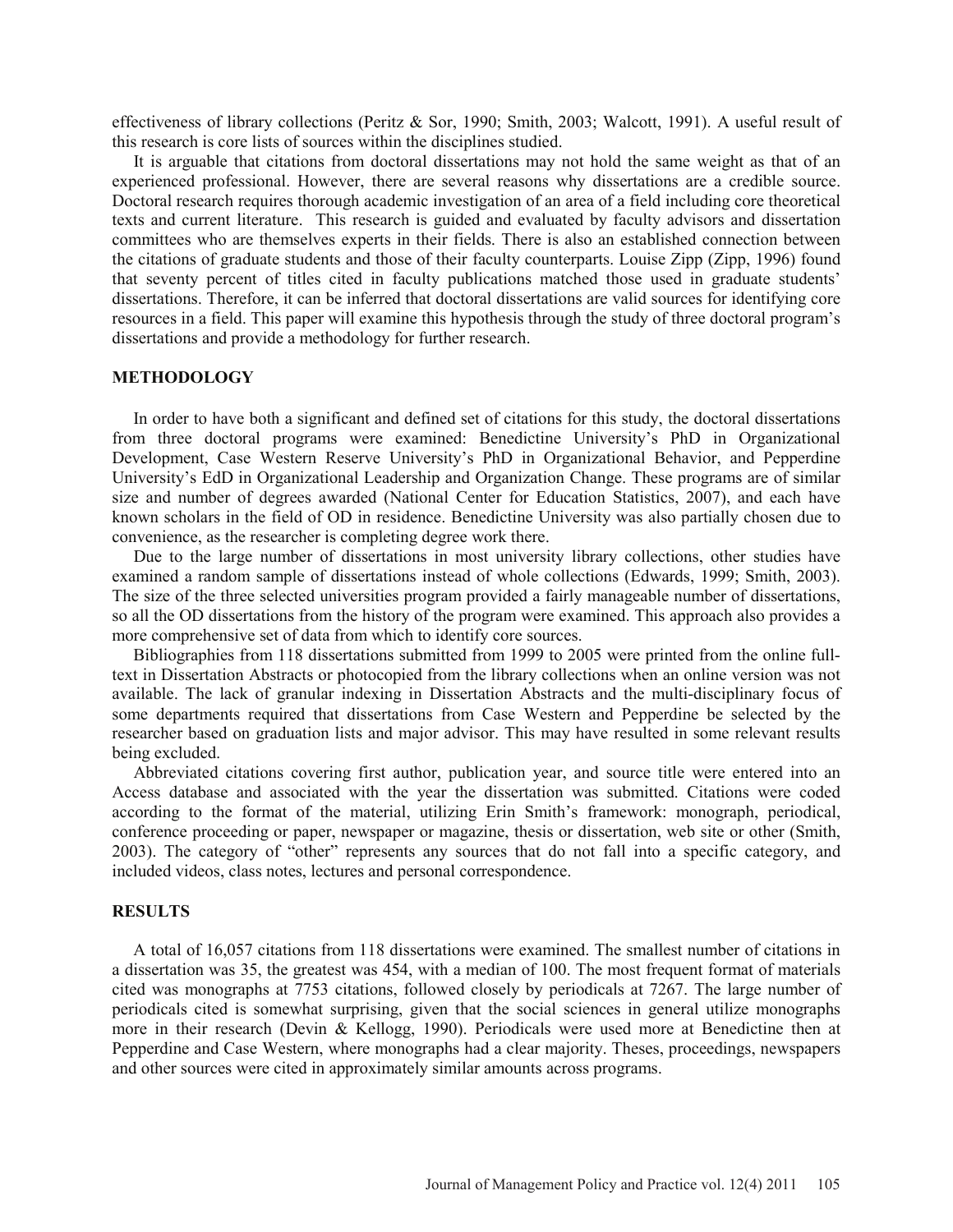effectiveness of library collections (Peritz & Sor, 1990; Smith, 2003; Walcott, 1991). A useful result of this research is core lists of sources within the disciplines studied.

It is arguable that citations from doctoral dissertations may not hold the same weight as that of an experienced professional. However, there are several reasons why dissertations are a credible source. Doctoral research requires thorough academic investigation of an area of a field including core theoretical texts and current literature. This research is guided and evaluated by faculty advisors and dissertation committees who are themselves experts in their fields. There is also an established connection between the citations of graduate students and those of their faculty counterparts. Louise Zipp (Zipp, 1996) found that seventy percent of titles cited in faculty publications matched those used in graduate students' dissertations. Therefore, it can be inferred that doctoral dissertations are valid sources for identifying core resources in a field. This paper will examine this hypothesis through the study of three doctoral program's dissertations and provide a methodology for further research.

## METHODOLOGY

In order to have both a significant and defined set of citations for this study, the doctoral dissertations from three doctoral programs were examined: Benedictine University's PhD in Organizational Development, Case Western Reserve University's PhD in Organizational Behavior, and Pepperdine University's EdD in Organizational Leadership and Organization Change. These programs are of similar size and number of degrees awarded (National Center for Education Statistics, 2007), and each have known scholars in the field of OD in residence. Benedictine University was also partially chosen due to convenience, as the researcher is completing degree work there.

Due to the large number of dissertations in most university library collections, other studies have examined a random sample of dissertations instead of whole collections (Edwards, 1999; Smith, 2003). The size of the three selected universities program provided a fairly manageable number of dissertations, so all the OD dissertations from the history of the program were examined. This approach also provides a more comprehensive set of data from which to identify core sources.

Bibliographies from 118 dissertations submitted from 1999 to 2005 were printed from the online full-text in Dissertation Abstracts or photocopied from the library collections when an online version was not available. The lack of granular indexing in Dissertation Abstracts and the multi-disciplinary focus of some departments required that dissertations from Case Western and Pepperdine be selected by the researcher based on graduation lists and major advisor. This may have resulted in some relevant results being excluded.

Abbreviated citations covering first author, publication year, and source title were entered into an Access database and associated with the year the dissertation was submitted. Citations were coded according to the format of the material, utilizing Erin Smith's framework: monograph, periodical, conference proceeding or paper, newspaper or magazine, thesis or dissertation, web site or other (Smith, 2003). The category of "other" represents any sources that do not fall into a specific category, and included videos, class notes, lectures and personal correspondence.

## RESULTS

A total of 16,057 citations from 118 dissertations were examined. The smallest number of citations in a dissertation was 35, the greatest was 454, with a median of 100. The most frequent format of materials cited was monographs at 7753 citations, followed closely by periodicals at 7267. The large number of periodicals cited is somewhat surprising, given that the social sciences in general utilize monographs more in their research (Devin & Kellogg, 1990). Periodicals were used more at Benedictine then at Pepperdine and Case Western, where monographs had a clear majority. Theses, proceedings, newspapers and other sources were cited in approximately similar amounts across programs.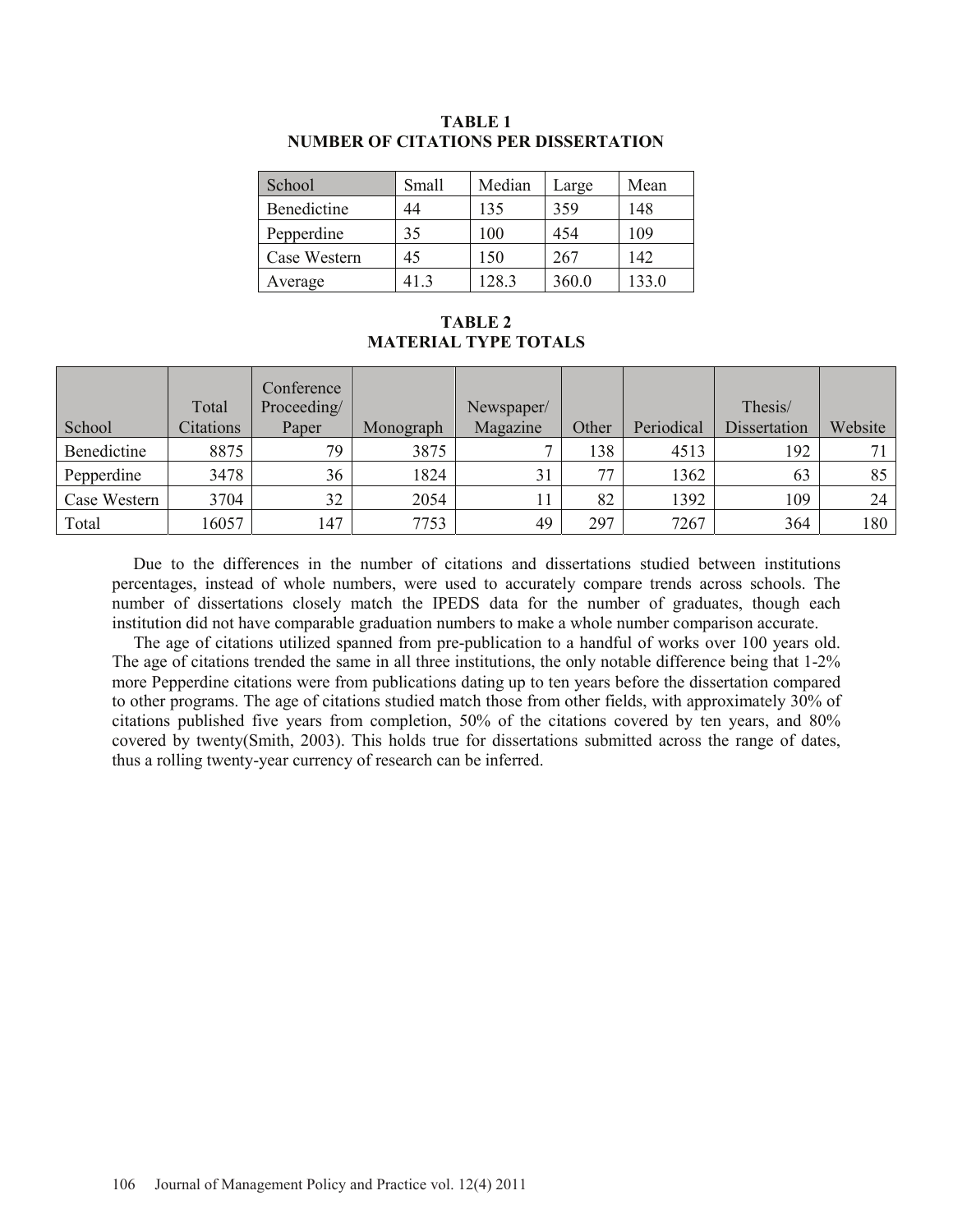**TABLE 1**
**NUMBER OF CITATIONS PER DISSERTATION**

| School | Small | Median | Large | Mean |
|---|---|---|---|---|
| Benedictine | 44 | 135 | 359 | 148 |
| Pepperdine | 35 | 100 | 454 | 109 |
| Case Western | 45 | 150 | 267 | 142 |
| Average | 41.3 | 128.3 | 360.0 | 133.0 |

**TABLE 2**
**MATERIAL TYPE TOTALS**

| School | Total Citations | Conference Proceeding/ Paper | Monograph | Newspaper/ Magazine | Other | Periodical | Thesis/ Dissertation | Website |
|---|---|---|---|---|---|---|---|---|
| Benedictine | 8875 | 79 | 3875 | 7 | 138 | 4513 | 192 | 71 |
| Pepperdine | 3478 | 36 | 1824 | 31 | 77 | 1362 | 63 | 85 |
| Case Western | 3704 | 32 | 2054 | 11 | 82 | 1392 | 109 | 24 |
| Total | 16057 | 147 | 7753 | 49 | 297 | 7267 | 364 | 180 |

Due to the differences in the number of citations and dissertations studied between institutions percentages, instead of whole numbers, were used to accurately compare trends across schools. The number of dissertations closely match the IPEDS data for the number of graduates, though each institution did not have comparable graduation numbers to make a whole number comparison accurate.

The age of citations utilized spanned from pre-publication to a handful of works over 100 years old. The age of citations trended the same in all three institutions, the only notable difference being that 1-2% more Pepperdine citations were from publications dating up to ten years before the dissertation compared to other programs. The age of citations studied match those from other fields, with approximately 30% of citations published five years from completion, 50% of the citations covered by ten years, and 80% covered by twenty(Smith, 2003). This holds true for dissertations submitted across the range of dates, thus a rolling twenty-year currency of research can be inferred.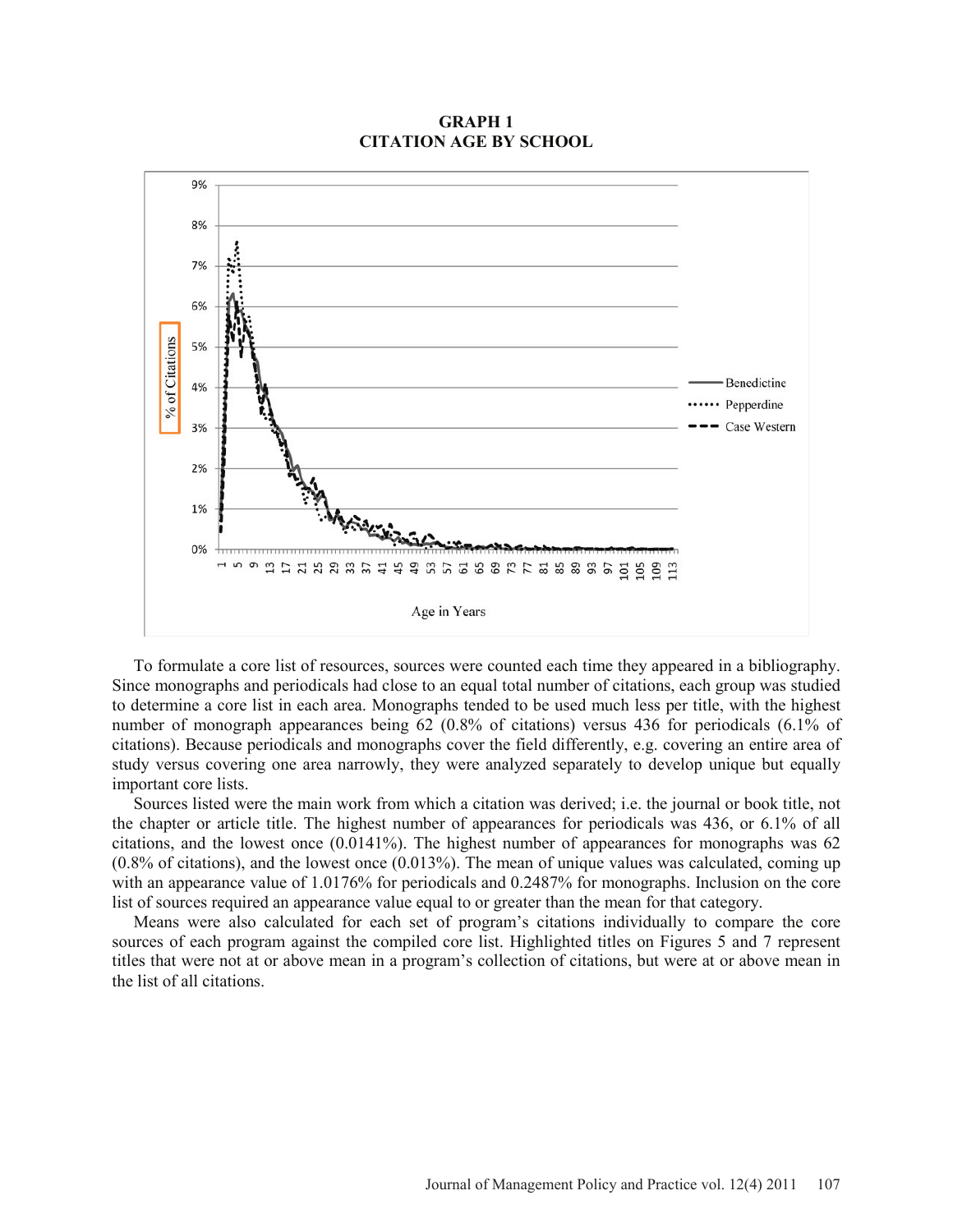**GRAPH 1**
**CITATION AGE BY SCHOOL**

To formulate a core list of resources, sources were counted each time they appeared in a bibliography. Since monographs and periodicals had close to an equal total number of citations, each group was studied to determine a core list in each area. Monographs tended to be used much less per title, with the highest number of monograph appearances being 62 (0.8% of citations) versus 436 for periodicals (6.1% of citations). Because periodicals and monographs cover the field differently, e.g. covering an entire area of study versus covering one area narrowly, they were analyzed separately to develop unique but equally important core lists.

Sources listed were the main work from which a citation was derived; i.e. the journal or book title, not the chapter or article title. The highest number of appearances for periodicals was 436, or 6.1% of all citations, and the lowest once (0.0141%). The highest number of appearances for monographs was 62 (0.8% of citations), and the lowest once (0.013%). The mean of unique values was calculated, coming up with an appearance value of 1.0176% for periodicals and 0.2487% for monographs. Inclusion on the core list of sources required an appearance value equal to or greater than the mean for that category.

Means were also calculated for each set of program's citations individually to compare the core sources of each program against the compiled core list. Highlighted titles on Figures 5 and 7 represent titles that were not at or above mean in a program's collection of citations, but were at or above mean in the list of all citations.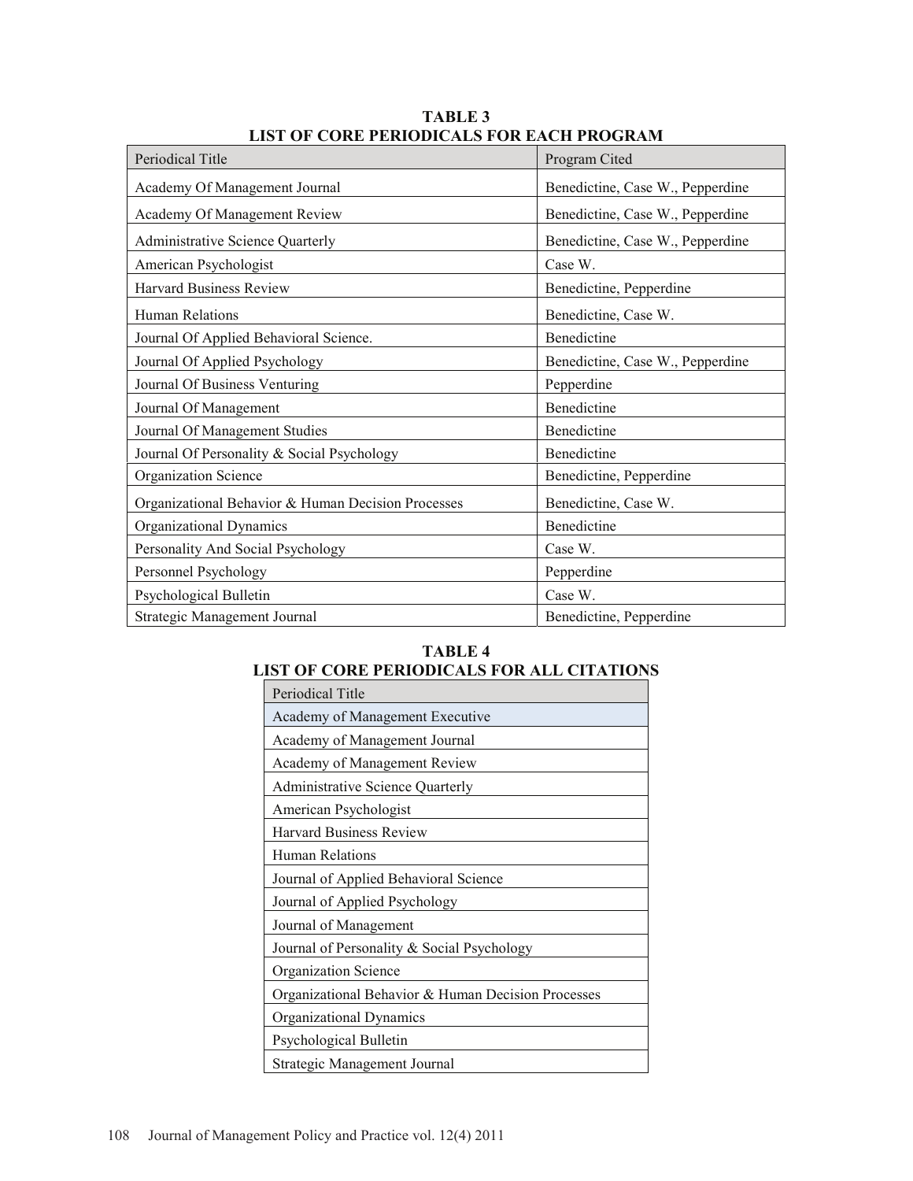**TABLE 3**
**LIST OF CORE PERIODICALS FOR EACH PROGRAM**

| Periodical Title | Program Cited |
|---|---|
| Academy Of Management Journal | Benedictine, Case W., Pepperdine |
| Academy Of Management Review | Benedictine, Case W., Pepperdine |
| Administrative Science Quarterly | Benedictine, Case W., Pepperdine |
| American Psychologist | Case W. |
| Harvard Business Review | Benedictine, Pepperdine |
| Human Relations | Benedictine, Case W. |
| Journal Of Applied Behavioral Science. | Benedictine |
| Journal Of Applied Psychology | Benedictine, Case W., Pepperdine |
| Journal Of Business Venturing | Pepperdine |
| Journal Of Management | Benedictine |
| Journal Of Management Studies | Benedictine |
| Journal Of Personality & Social Psychology | Benedictine |
| Organization Science | Benedictine, Pepperdine |
| Organizational Behavior & Human Decision Processes | Benedictine, Case W. |
| Organizational Dynamics | Benedictine |
| Personality And Social Psychology | Case W. |
| Personnel Psychology | Pepperdine |
| Psychological Bulletin | Case W. |
| Strategic Management Journal | Benedictine, Pepperdine |

**TABLE 4**
**LIST OF CORE PERIODICALS FOR ALL CITATIONS**

| Periodical Title |
|---|
| Academy of Management Executive |
| Academy of Management Journal |
| Academy of Management Review |
| Administrative Science Quarterly |
| American Psychologist |
| Harvard Business Review |
| Human Relations |
| Journal of Applied Behavioral Science |
| Journal of Applied Psychology |
| Journal of Management |
| Journal of Personality & Social Psychology |
| Organization Science |
| Organizational Behavior & Human Decision Processes |
| Organizational Dynamics |
| Psychological Bulletin |
| Strategic Management Journal |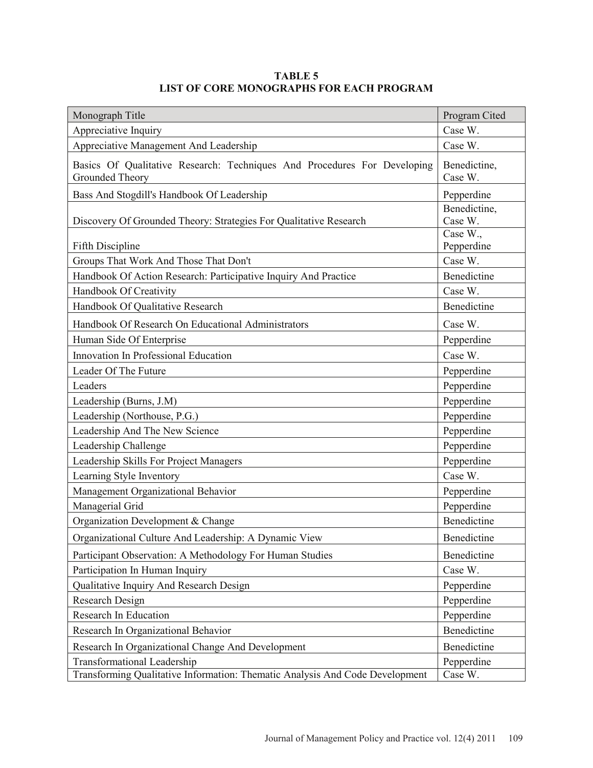**TABLE 5**
**LIST OF CORE MONOGRAPHS FOR EACH PROGRAM**

| Monograph Title | Program Cited |
|---|---|
| Appreciative Inquiry | Case W. |
| Appreciative Management And Leadership | Case W. |
| Basics Of Qualitative Research: Techniques And Procedures For Developing Grounded Theory | Benedictine, Case W. |
| Bass And Stogdill's Handbook Of Leadership | Pepperdine |
| Discovery Of Grounded Theory: Strategies For Qualitative Research | Benedictine, Case W. |
| Fifth Discipline | Case W., Pepperdine |
| Groups That Work And Those That Don't | Case W. |
| Handbook Of Action Research: Participative Inquiry And Practice | Benedictine |
| Handbook Of Creativity | Case W. |
| Handbook Of Qualitative Research | Benedictine |
| Handbook Of Research On Educational Administrators | Case W. |
| Human Side Of Enterprise | Pepperdine |
| Innovation In Professional Education | Case W. |
| Leader Of The Future | Pepperdine |
| Leaders | Pepperdine |
| Leadership (Burns, J.M) | Pepperdine |
| Leadership (Northouse, P.G.) | Pepperdine |
| Leadership And The New Science | Pepperdine |
| Leadership Challenge | Pepperdine |
| Leadership Skills For Project Managers | Pepperdine |
| Learning Style Inventory | Case W. |
| Management Organizational Behavior | Pepperdine |
| Managerial Grid | Pepperdine |
| Organization Development & Change | Benedictine |
| Organizational Culture And Leadership: A Dynamic View | Benedictine |
| Participant Observation: A Methodology For Human Studies | Benedictine |
| Participation In Human Inquiry | Case W. |
| Qualitative Inquiry And Research Design | Pepperdine |
| Research Design | Pepperdine |
| Research In Education | Pepperdine |
| Research In Organizational Behavior | Benedictine |
| Research In Organizational Change And Development | Benedictine |
| Transformational Leadership | Pepperdine |
| Transforming Qualitative Information: Thematic Analysis And Code Development | Case W. |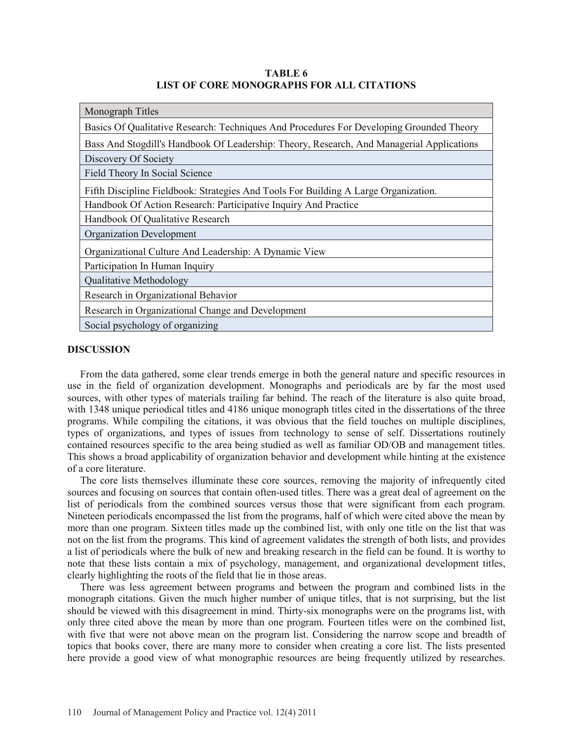**TABLE 6**
**LIST OF CORE MONOGRAPHS FOR ALL CITATIONS**

| Monograph Titles |
| --- |
| Basics Of Qualitative Research: Techniques And Procedures For Developing Grounded Theory |
| Bass And Stogdill's Handbook Of Leadership: Theory, Research, And Managerial Applications |
| Discovery Of Society |
| Field Theory In Social Science |
| Fifth Discipline Fieldbook: Strategies And Tools For Building A Large Organization. |
| Handbook Of Action Research: Participative Inquiry And Practice |
| Handbook Of Qualitative Research |
| Organization Development |
| Organizational Culture And Leadership: A Dynamic View |
| Participation In Human Inquiry |
| Qualitative Methodology |
| Research in Organizational Behavior |
| Research in Organizational Change and Development |
| Social psychology of organizing |

## DISCUSSION

From the data gathered, some clear trends emerge in both the general nature and specific resources in use in the field of organization development. Monographs and periodicals are by far the most used sources, with other types of materials trailing far behind. The reach of the literature is also quite broad, with 1348 unique periodical titles and 4186 unique monograph titles cited in the dissertations of the three programs. While compiling the citations, it was obvious that the field touches on multiple disciplines, types of organizations, and types of issues from technology to sense of self. Dissertations routinely contained resources specific to the area being studied as well as familiar OD/OB and management titles. This shows a broad applicability of organization behavior and development while hinting at the existence of a core literature.

The core lists themselves illuminate these core sources, removing the majority of infrequently cited sources and focusing on sources that contain often-used titles. There was a great deal of agreement on the list of periodicals from the combined sources versus those that were significant from each program. Nineteen periodicals encompassed the list from the programs, half of which were cited above the mean by more than one program. Sixteen titles made up the combined list, with only one title on the list that was not on the list from the programs. This kind of agreement validates the strength of both lists, and provides a list of periodicals where the bulk of new and breaking research in the field can be found. It is worthy to note that these lists contain a mix of psychology, management, and organizational development titles, clearly highlighting the roots of the field that lie in those areas.

There was less agreement between programs and between the program and combined lists in the monograph citations. Given the much higher number of unique titles, that is not surprising, but the list should be viewed with this disagreement in mind. Thirty-six monographs were on the programs list, with only three cited above the mean by more than one program. Fourteen titles were on the combined list, with five that were not above mean on the program list. Considering the narrow scope and breadth of topics that books cover, there are many more to consider when creating a core list. The lists presented here provide a good view of what monographic resources are being frequently utilized by researches.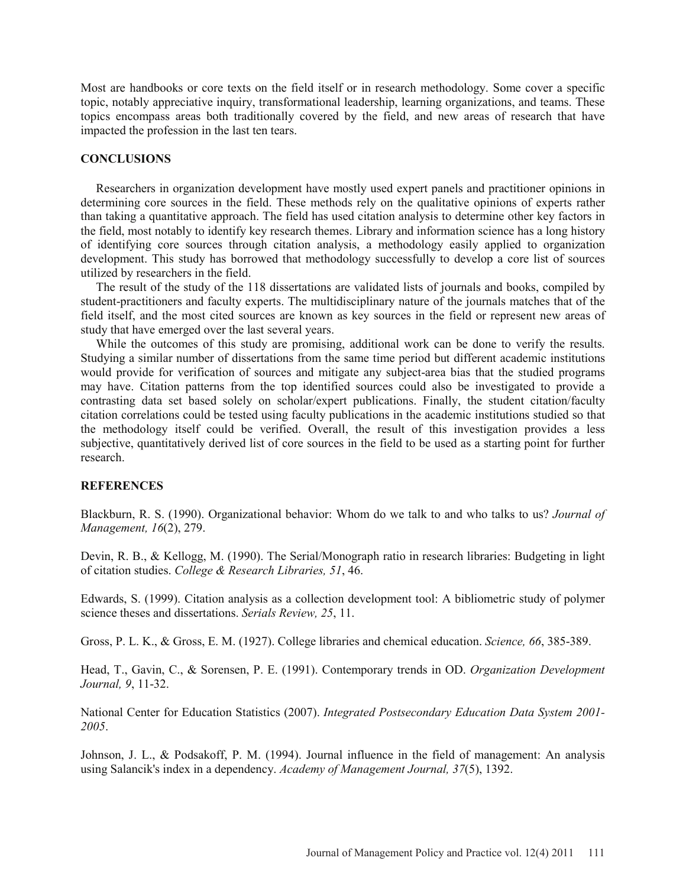Most are handbooks or core texts on the field itself or in research methodology. Some cover a specific topic, notably appreciative inquiry, transformational leadership, learning organizations, and teams. These topics encompass areas both traditionally covered by the field, and new areas of research that have impacted the profession in the last ten tears.

## CONCLUSIONS

Researchers in organization development have mostly used expert panels and practitioner opinions in determining core sources in the field. These methods rely on the qualitative opinions of experts rather than taking a quantitative approach. The field has used citation analysis to determine other key factors in the field, most notably to identify key research themes. Library and information science has a long history of identifying core sources through citation analysis, a methodology easily applied to organization development. This study has borrowed that methodology successfully to develop a core list of sources utilized by researchers in the field.

The result of the study of the 118 dissertations are validated lists of journals and books, compiled by student-practitioners and faculty experts. The multidisciplinary nature of the journals matches that of the field itself, and the most cited sources are known as key sources in the field or represent new areas of study that have emerged over the last several years.

While the outcomes of this study are promising, additional work can be done to verify the results. Studying a similar number of dissertations from the same time period but different academic institutions would provide for verification of sources and mitigate any subject-area bias that the studied programs may have. Citation patterns from the top identified sources could also be investigated to provide a contrasting data set based solely on scholar/expert publications. Finally, the student citation/faculty citation correlations could be tested using faculty publications in the academic institutions studied so that the methodology itself could be verified. Overall, the result of this investigation provides a less subjective, quantitatively derived list of core sources in the field to be used as a starting point for further research.

## REFERENCES

Blackburn, R. S. (1990). Organizational behavior: Whom do we talk to and who talks to us? *Journal of Management, 16*(2), 279.

Devin, R. B., & Kellogg, M. (1990). The Serial/Monograph ratio in research libraries: Budgeting in light of citation studies. *College & Research Libraries, 51*, 46.

Edwards, S. (1999). Citation analysis as a collection development tool: A bibliometric study of polymer science theses and dissertations. *Serials Review, 25*, 11.

Gross, P. L. K., & Gross, E. M. (1927). College libraries and chemical education. *Science, 66*, 385-389.

Head, T., Gavin, C., & Sorensen, P. E. (1991). Contemporary trends in OD. *Organization Development Journal, 9*, 11-32.

National Center for Education Statistics (2007). *Integrated Postsecondary Education Data System 2001-2005*.

Johnson, J. L., & Podsakoff, P. M. (1994). Journal influence in the field of management: An analysis using Salancik's index in a dependency. *Academy of Management Journal, 37*(5), 1392.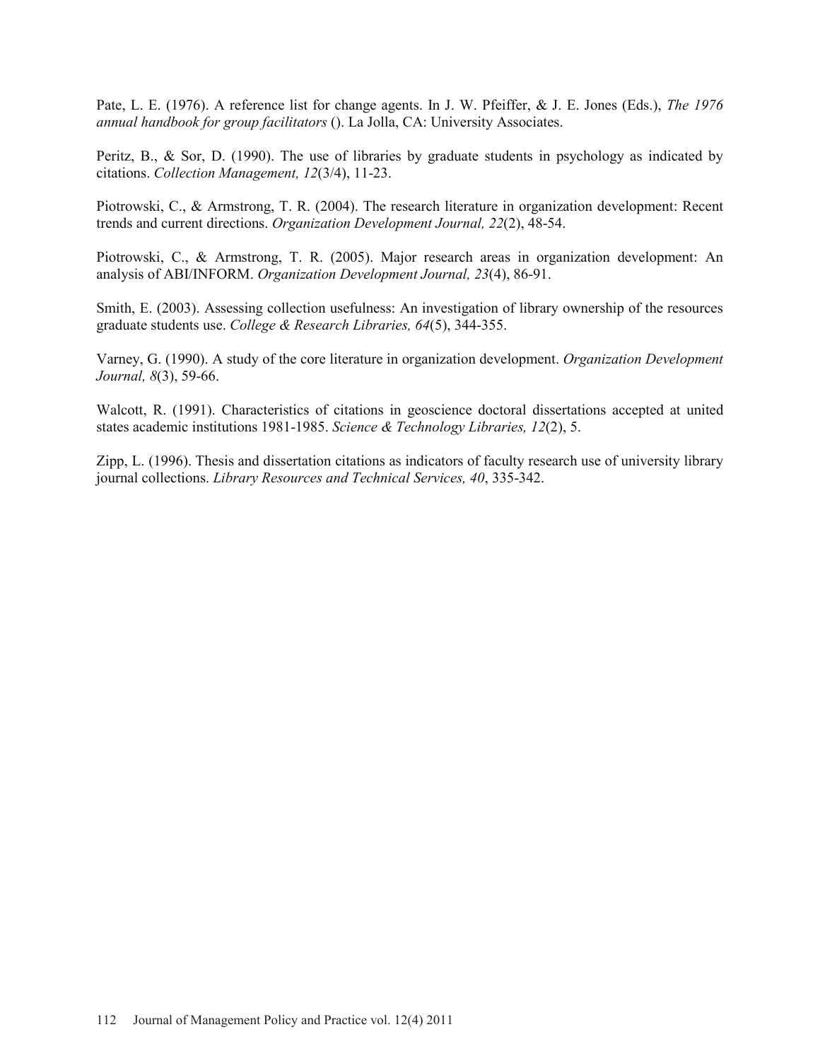Pate, L. E. (1976). A reference list for change agents. In J. W. Pfeiffer, & J. E. Jones (Eds.), *The 1976 annual handbook for group facilitators* (). La Jolla, CA: University Associates.

Peritz, B., & Sor, D. (1990). The use of libraries by graduate students in psychology as indicated by citations. *Collection Management, 12*(3/4), 11-23.

Piotrowski, C., & Armstrong, T. R. (2004). The research literature in organization development: Recent trends and current directions. *Organization Development Journal, 22*(2), 48-54.

Piotrowski, C., & Armstrong, T. R. (2005). Major research areas in organization development: An analysis of ABI/INFORM. *Organization Development Journal, 23*(4), 86-91.

Smith, E. (2003). Assessing collection usefulness: An investigation of library ownership of the resources graduate students use. *College & Research Libraries, 64*(5), 344-355.

Varney, G. (1990). A study of the core literature in organization development. *Organization Development Journal, 8*(3), 59-66.

Walcott, R. (1991). Characteristics of citations in geoscience doctoral dissertations accepted at united states academic institutions 1981-1985. *Science & Technology Libraries, 12*(2), 5.

Zipp, L. (1996). Thesis and dissertation citations as indicators of faculty research use of university library journal collections. *Library Resources and Technical Services, 40*, 335-342.